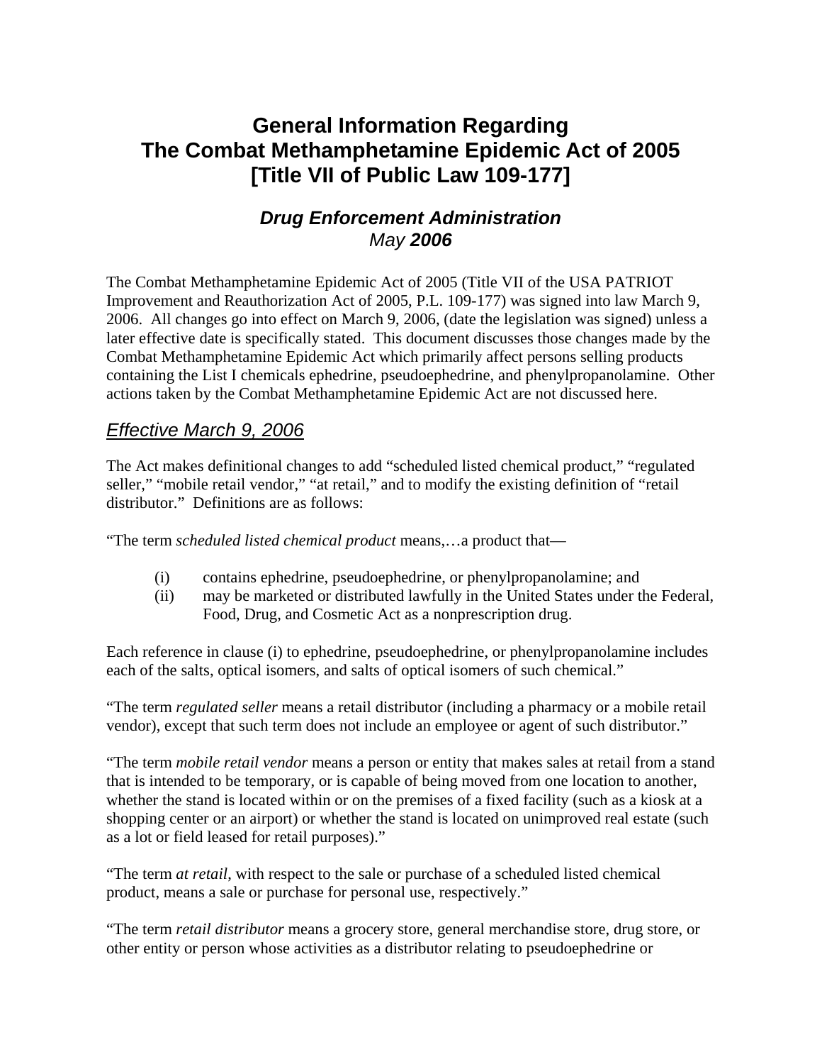# General Information Regarding The Combat Methamphetamine Epidemic Act of 2005 [Title VII of Public Law 109-177]

### *Drug Enforcement Administration*
### *May **2006***

The Combat Methamphetamine Epidemic Act of 2005 (Title VII of the USA PATRIOT Improvement and Reauthorization Act of 2005, P.L. 109-177) was signed into law March 9, 2006. All changes go into effect on March 9, 2006, (date the legislation was signed) unless a later effective date is specifically stated. This document discusses those changes made by the Combat Methamphetamine Epidemic Act which primarily affect persons selling products containing the List I chemicals ephedrine, pseudoephedrine, and phenylpropanolamine. Other actions taken by the Combat Methamphetamine Epidemic Act are not discussed here.

## *Effective March 9, 2006*

The Act makes definitional changes to add "scheduled listed chemical product," "regulated seller," "mobile retail vendor," "at retail," and to modify the existing definition of "retail distributor." Definitions are as follows:

"The term *scheduled listed chemical product* means,…a product that—

- (i) contains ephedrine, pseudoephedrine, or phenylpropanolamine; and
- (ii) may be marketed or distributed lawfully in the United States under the Federal, Food, Drug, and Cosmetic Act as a nonprescription drug.

Each reference in clause (i) to ephedrine, pseudoephedrine, or phenylpropanolamine includes each of the salts, optical isomers, and salts of optical isomers of such chemical."

"The term *regulated seller* means a retail distributor (including a pharmacy or a mobile retail vendor), except that such term does not include an employee or agent of such distributor."

"The term *mobile retail vendor* means a person or entity that makes sales at retail from a stand that is intended to be temporary, or is capable of being moved from one location to another, whether the stand is located within or on the premises of a fixed facility (such as a kiosk at a shopping center or an airport) or whether the stand is located on unimproved real estate (such as a lot or field leased for retail purposes)."

"The term *at retail*, with respect to the sale or purchase of a scheduled listed chemical product, means a sale or purchase for personal use, respectively."

"The term *retail distributor* means a grocery store, general merchandise store, drug store, or other entity or person whose activities as a distributor relating to pseudoephedrine or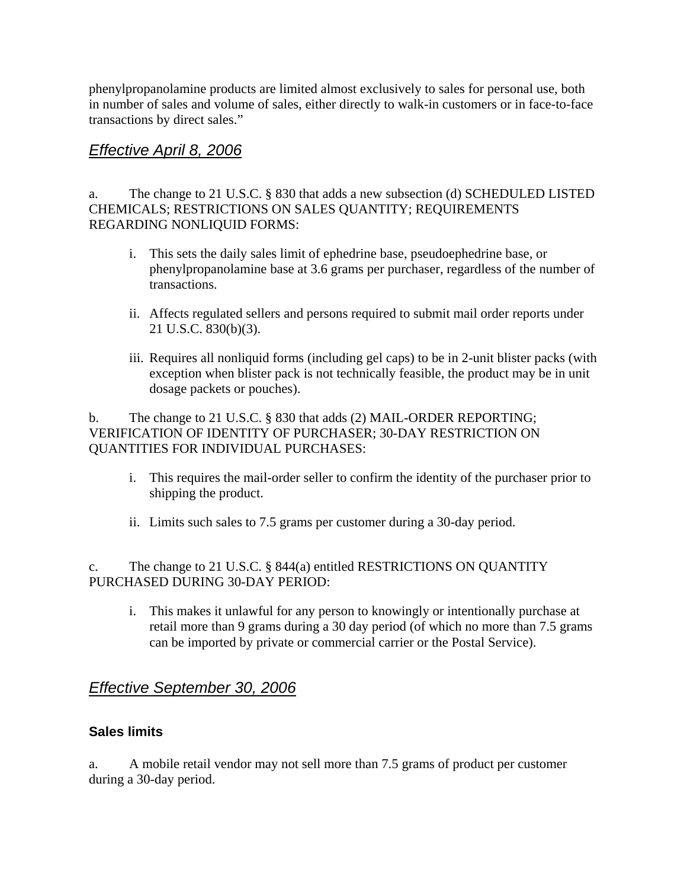phenylpropanolamine products are limited almost exclusively to sales for personal use, both in number of sales and volume of sales, either directly to walk-in customers or in face-to-face transactions by direct sales."

## *Effective April 8, 2006*

a. The change to 21 U.S.C. § 830 that adds a new subsection (d) SCHEDULED LISTED CHEMICALS; RESTRICTIONS ON SALES QUANTITY; REQUIREMENTS REGARDING NONLIQUID FORMS:

   i. This sets the daily sales limit of ephedrine base, pseudoephedrine base, or phenylpropanolamine base at 3.6 grams per purchaser, regardless of the number of transactions.

   ii. Affects regulated sellers and persons required to submit mail order reports under 21 U.S.C. 830(b)(3).

   iii. Requires all nonliquid forms (including gel caps) to be in 2-unit blister packs (with exception when blister pack is not technically feasible, the product may be in unit dosage packets or pouches).

b. The change to 21 U.S.C. § 830 that adds (2) MAIL-ORDER REPORTING; VERIFICATION OF IDENTITY OF PURCHASER; 30-DAY RESTRICTION ON QUANTITIES FOR INDIVIDUAL PURCHASES:

   i. This requires the mail-order seller to confirm the identity of the purchaser prior to shipping the product.

   ii. Limits such sales to 7.5 grams per customer during a 30-day period.

c. The change to 21 U.S.C. § 844(a) entitled RESTRICTIONS ON QUANTITY PURCHASED DURING 30-DAY PERIOD:

   i. This makes it unlawful for any person to knowingly or intentionally purchase at retail more than 9 grams during a 30 day period (of which no more than 7.5 grams can be imported by private or commercial carrier or the Postal Service).

## *Effective September 30, 2006*

### Sales limits

a. A mobile retail vendor may not sell more than 7.5 grams of product per customer during a 30-day period.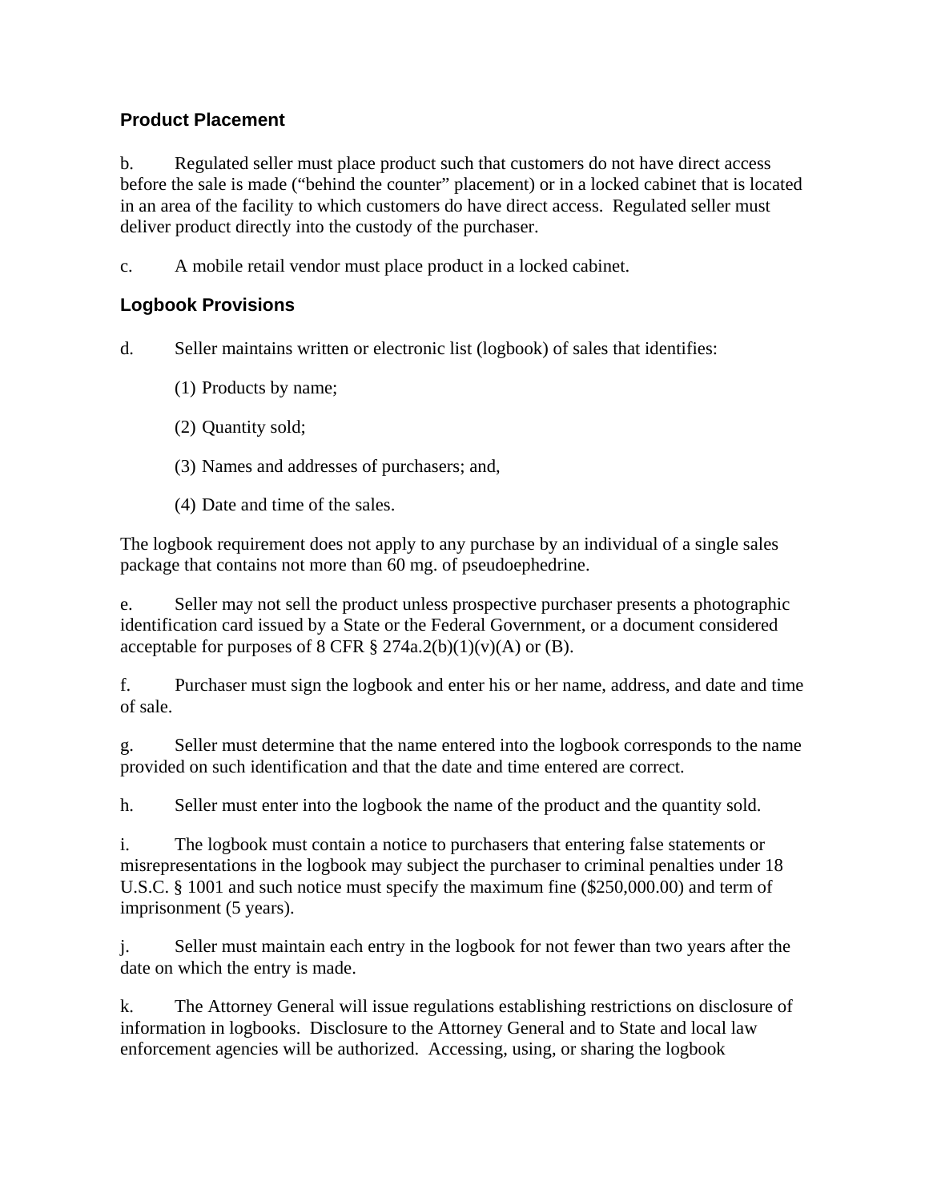## Product Placement

b. Regulated seller must place product such that customers do not have direct access before the sale is made ("behind the counter" placement) or in a locked cabinet that is located in an area of the facility to which customers do have direct access. Regulated seller must deliver product directly into the custody of the purchaser.

c. A mobile retail vendor must place product in a locked cabinet.

## Logbook Provisions

d. Seller maintains written or electronic list (logbook) of sales that identifies:

(1) Products by name;

(2) Quantity sold;

(3) Names and addresses of purchasers; and,

(4) Date and time of the sales.

The logbook requirement does not apply to any purchase by an individual of a single sales package that contains not more than 60 mg. of pseudoephedrine.

e. Seller may not sell the product unless prospective purchaser presents a photographic identification card issued by a State or the Federal Government, or a document considered acceptable for purposes of 8 CFR § 274a.2(b)(1)(v)(A) or (B).

f. Purchaser must sign the logbook and enter his or her name, address, and date and time of sale.

g. Seller must determine that the name entered into the logbook corresponds to the name provided on such identification and that the date and time entered are correct.

h. Seller must enter into the logbook the name of the product and the quantity sold.

i. The logbook must contain a notice to purchasers that entering false statements or misrepresentations in the logbook may subject the purchaser to criminal penalties under 18 U.S.C. § 1001 and such notice must specify the maximum fine ($250,000.00) and term of imprisonment (5 years).

j. Seller must maintain each entry in the logbook for not fewer than two years after the date on which the entry is made.

k. The Attorney General will issue regulations establishing restrictions on disclosure of information in logbooks. Disclosure to the Attorney General and to State and local law enforcement agencies will be authorized. Accessing, using, or sharing the logbook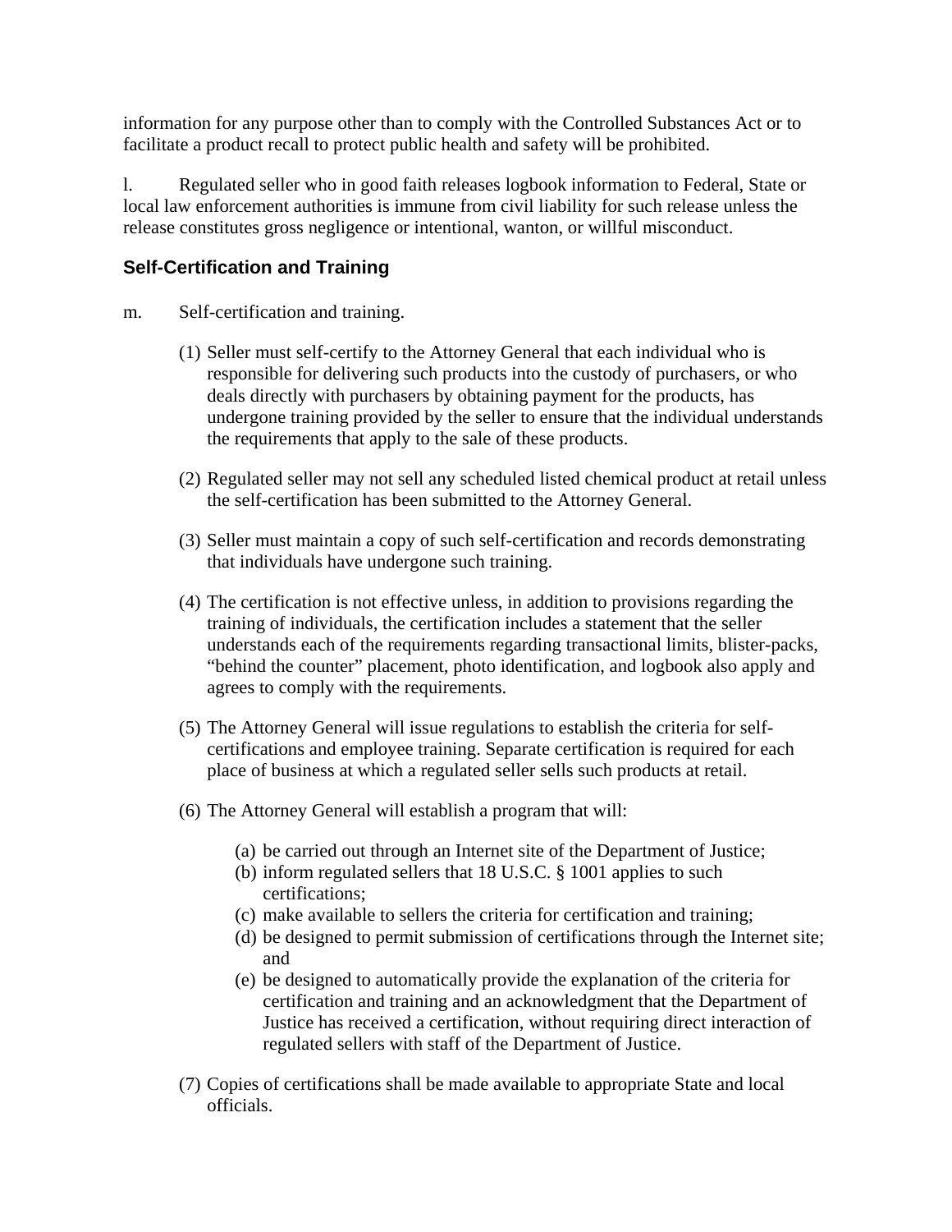information for any purpose other than to comply with the Controlled Substances Act or to facilitate a product recall to protect public health and safety will be prohibited.

l. Regulated seller who in good faith releases logbook information to Federal, State or local law enforcement authorities is immune from civil liability for such release unless the release constitutes gross negligence or intentional, wanton, or willful misconduct.

## Self-Certification and Training

m. Self-certification and training.

(1) Seller must self-certify to the Attorney General that each individual who is responsible for delivering such products into the custody of purchasers, or who deals directly with purchasers by obtaining payment for the products, has undergone training provided by the seller to ensure that the individual understands the requirements that apply to the sale of these products.

(2) Regulated seller may not sell any scheduled listed chemical product at retail unless the self-certification has been submitted to the Attorney General.

(3) Seller must maintain a copy of such self-certification and records demonstrating that individuals have undergone such training.

(4) The certification is not effective unless, in addition to provisions regarding the training of individuals, the certification includes a statement that the seller understands each of the requirements regarding transactional limits, blister-packs, "behind the counter" placement, photo identification, and logbook also apply and agrees to comply with the requirements.

(5) The Attorney General will issue regulations to establish the criteria for self-certifications and employee training. Separate certification is required for each place of business at which a regulated seller sells such products at retail.

(6) The Attorney General will establish a program that will:

(a) be carried out through an Internet site of the Department of Justice;
(b) inform regulated sellers that 18 U.S.C. § 1001 applies to such certifications;
(c) make available to sellers the criteria for certification and training;
(d) be designed to permit submission of certifications through the Internet site; and
(e) be designed to automatically provide the explanation of the criteria for certification and training and an acknowledgment that the Department of Justice has received a certification, without requiring direct interaction of regulated sellers with staff of the Department of Justice.

(7) Copies of certifications shall be made available to appropriate State and local officials.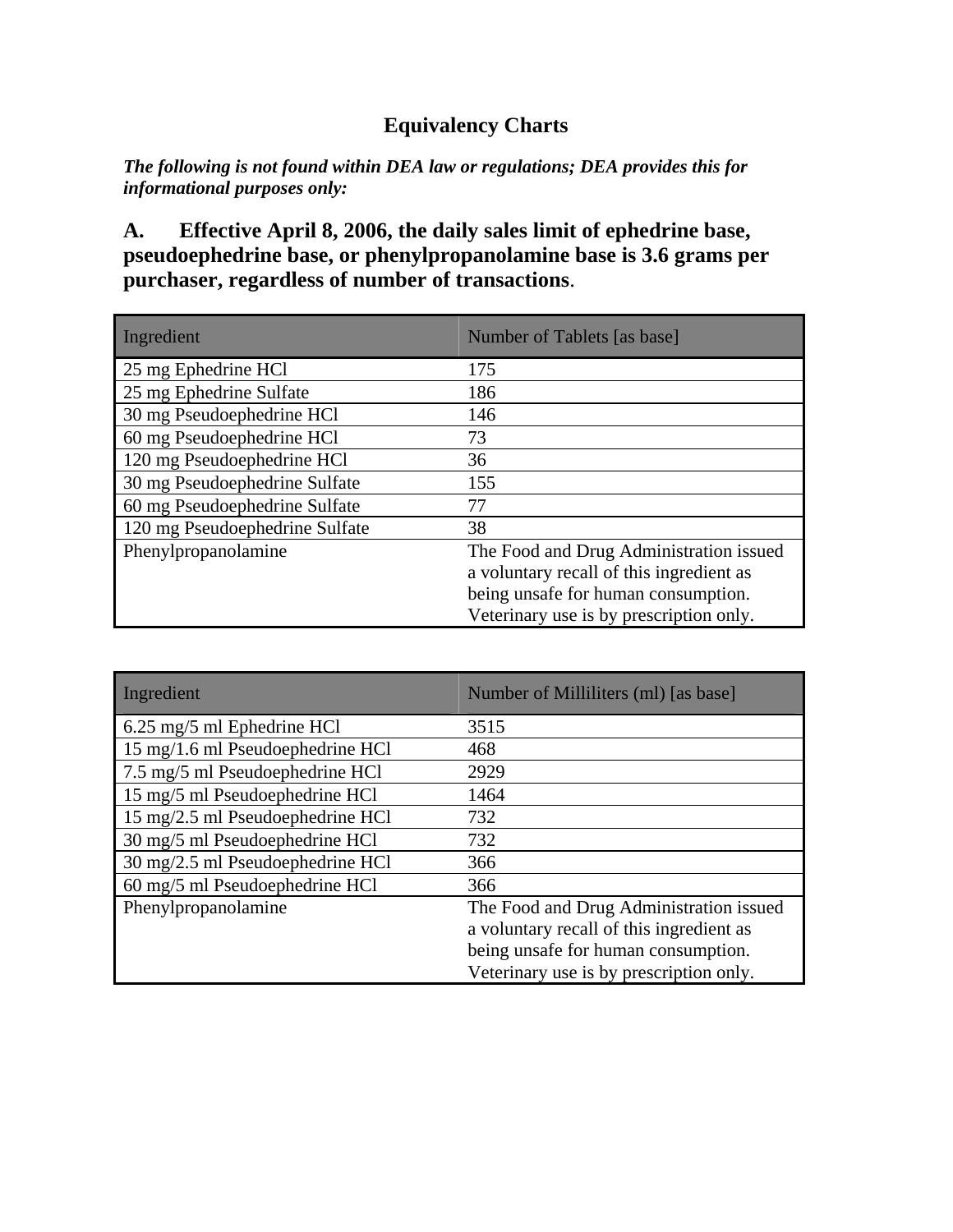# Equivalency Charts

***The following is not found within DEA law or regulations; DEA provides this for informational purposes only:***

## A. Effective April 8, 2006, the daily sales limit of ephedrine base, pseudoephedrine base, or phenylpropanolamine base is 3.6 grams per purchaser, regardless of number of transactions.

| Ingredient | Number of Tablets [as base] |
|---|---|
| 25 mg Ephedrine HCl | 175 |
| 25 mg Ephedrine Sulfate | 186 |
| 30 mg Pseudoephedrine HCl | 146 |
| 60 mg Pseudoephedrine HCl | 73 |
| 120 mg Pseudoephedrine HCl | 36 |
| 30 mg Pseudoephedrine Sulfate | 155 |
| 60 mg Pseudoephedrine Sulfate | 77 |
| 120 mg Pseudoephedrine Sulfate | 38 |
| Phenylpropanolamine | The Food and Drug Administration issued a voluntary recall of this ingredient as being unsafe for human consumption. Veterinary use is by prescription only. |

| Ingredient | Number of Milliliters (ml) [as base] |
|---|---|
| 6.25 mg/5 ml Ephedrine HCl | 3515 |
| 15 mg/1.6 ml Pseudoephedrine HCl | 468 |
| 7.5 mg/5 ml Pseudoephedrine HCl | 2929 |
| 15 mg/5 ml Pseudoephedrine HCl | 1464 |
| 15 mg/2.5 ml Pseudoephedrine HCl | 732 |
| 30 mg/5 ml Pseudoephedrine HCl | 732 |
| 30 mg/2.5 ml Pseudoephedrine HCl | 366 |
| 60 mg/5 ml Pseudoephedrine HCl | 366 |
| Phenylpropanolamine | The Food and Drug Administration issued a voluntary recall of this ingredient as being unsafe for human consumption. Veterinary use is by prescription only. |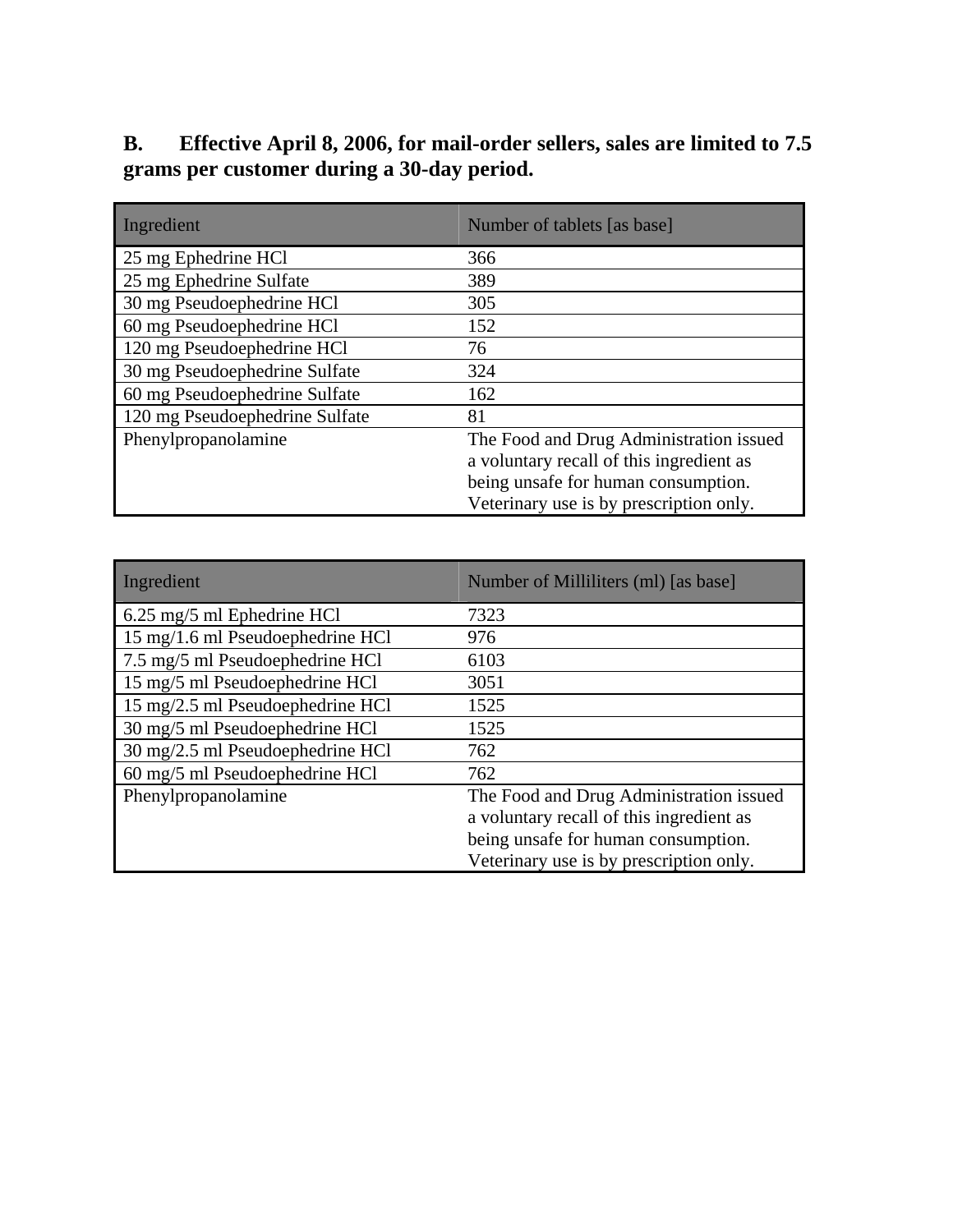**B. Effective April 8, 2006, for mail-order sellers, sales are limited to 7.5 grams per customer during a 30-day period.**

| Ingredient | Number of tablets [as base] |
|---|---|
| 25 mg Ephedrine HCl | 366 |
| 25 mg Ephedrine Sulfate | 389 |
| 30 mg Pseudoephedrine HCl | 305 |
| 60 mg Pseudoephedrine HCl | 152 |
| 120 mg Pseudoephedrine HCl | 76 |
| 30 mg Pseudoephedrine Sulfate | 324 |
| 60 mg Pseudoephedrine Sulfate | 162 |
| 120 mg Pseudoephedrine Sulfate | 81 |
| Phenylpropanolamine | The Food and Drug Administration issued a voluntary recall of this ingredient as being unsafe for human consumption. Veterinary use is by prescription only. |

| Ingredient | Number of Milliliters (ml) [as base] |
|---|---|
| 6.25 mg/5 ml Ephedrine HCl | 7323 |
| 15 mg/1.6 ml Pseudoephedrine HCl | 976 |
| 7.5 mg/5 ml Pseudoephedrine HCl | 6103 |
| 15 mg/5 ml Pseudoephedrine HCl | 3051 |
| 15 mg/2.5 ml Pseudoephedrine HCl | 1525 |
| 30 mg/5 ml Pseudoephedrine HCl | 1525 |
| 30 mg/2.5 ml Pseudoephedrine HCl | 762 |
| 60 mg/5 ml Pseudoephedrine HCl | 762 |
| Phenylpropanolamine | The Food and Drug Administration issued a voluntary recall of this ingredient as being unsafe for human consumption. Veterinary use is by prescription only. |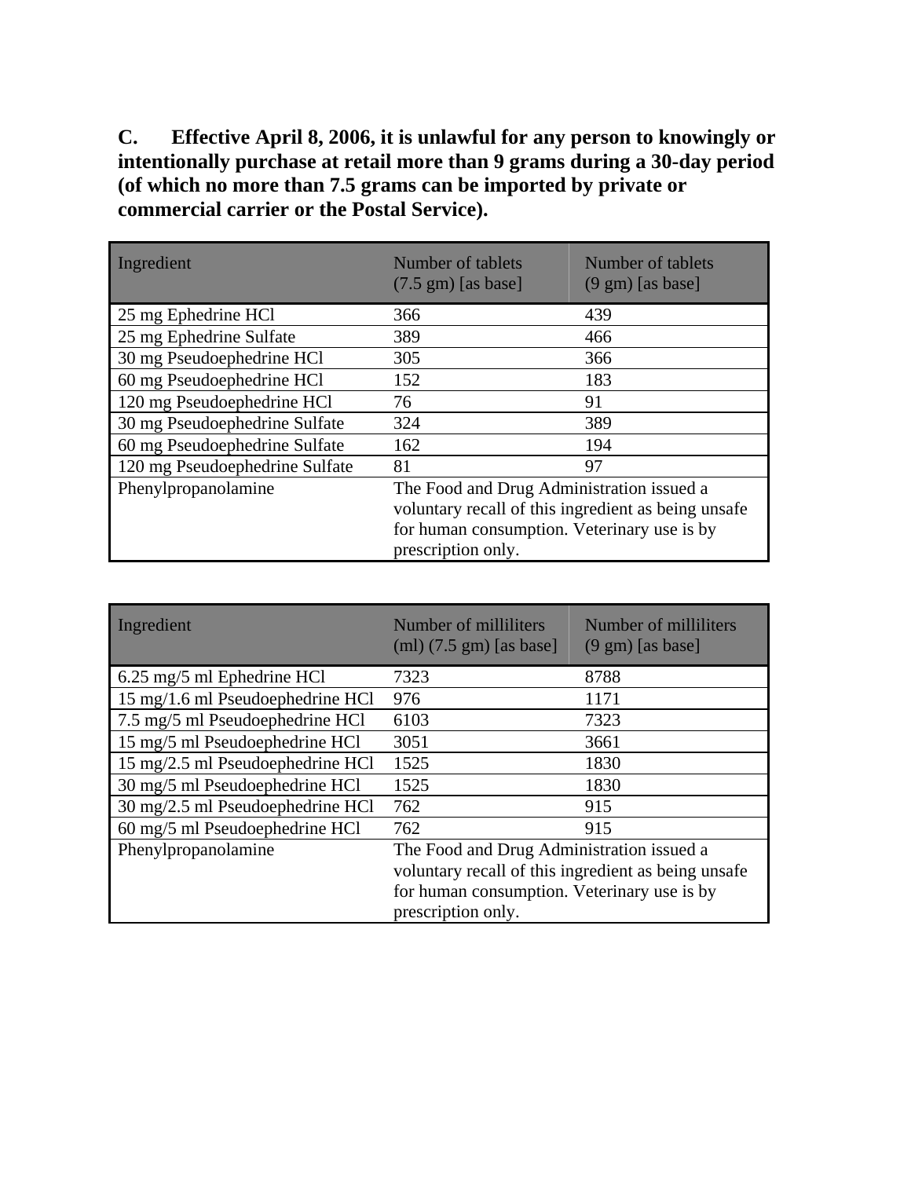**C. Effective April 8, 2006, it is unlawful for any person to knowingly or intentionally purchase at retail more than 9 grams during a 30-day period (of which no more than 7.5 grams can be imported by private or commercial carrier or the Postal Service).**

| Ingredient | Number of tablets (7.5 gm) [as base] | Number of tablets (9 gm) [as base] |
|---|---|---|
| 25 mg Ephedrine HCl | 366 | 439 |
| 25 mg Ephedrine Sulfate | 389 | 466 |
| 30 mg Pseudoephedrine HCl | 305 | 366 |
| 60 mg Pseudoephedrine HCl | 152 | 183 |
| 120 mg Pseudoephedrine HCl | 76 | 91 |
| 30 mg Pseudoephedrine Sulfate | 324 | 389 |
| 60 mg Pseudoephedrine Sulfate | 162 | 194 |
| 120 mg Pseudoephedrine Sulfate | 81 | 97 |
| Phenylpropanolamine | The Food and Drug Administration issued a voluntary recall of this ingredient as being unsafe for human consumption. Veterinary use is by prescription only. | |

| Ingredient | Number of milliliters (ml) (7.5 gm) [as base] | Number of milliliters (9 gm) [as base] |
|---|---|---|
| 6.25 mg/5 ml Ephedrine HCl | 7323 | 8788 |
| 15 mg/1.6 ml Pseudoephedrine HCl | 976 | 1171 |
| 7.5 mg/5 ml Pseudoephedrine HCl | 6103 | 7323 |
| 15 mg/5 ml Pseudoephedrine HCl | 3051 | 3661 |
| 15 mg/2.5 ml Pseudoephedrine HCl | 1525 | 1830 |
| 30 mg/5 ml Pseudoephedrine HCl | 1525 | 1830 |
| 30 mg/2.5 ml Pseudoephedrine HCl | 762 | 915 |
| 60 mg/5 ml Pseudoephedrine HCl | 762 | 915 |
| Phenylpropanolamine | The Food and Drug Administration issued a voluntary recall of this ingredient as being unsafe for human consumption. Veterinary use is by prescription only. | |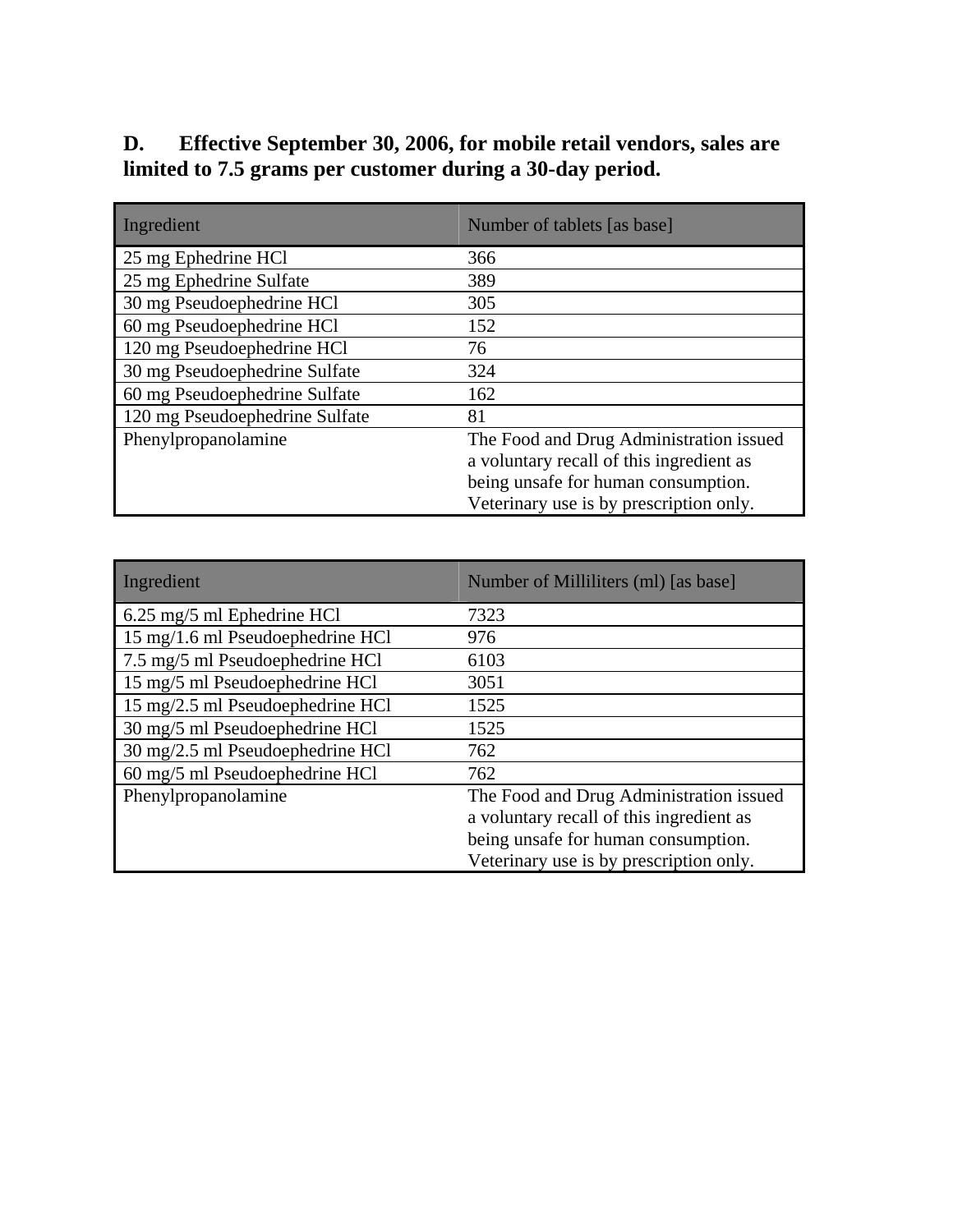**D. Effective September 30, 2006, for mobile retail vendors, sales are limited to 7.5 grams per customer during a 30-day period.**

| Ingredient | Number of tablets [as base] |
|---|---|
| 25 mg Ephedrine HCl | 366 |
| 25 mg Ephedrine Sulfate | 389 |
| 30 mg Pseudoephedrine HCl | 305 |
| 60 mg Pseudoephedrine HCl | 152 |
| 120 mg Pseudoephedrine HCl | 76 |
| 30 mg Pseudoephedrine Sulfate | 324 |
| 60 mg Pseudoephedrine Sulfate | 162 |
| 120 mg Pseudoephedrine Sulfate | 81 |
| Phenylpropanolamine | The Food and Drug Administration issued a voluntary recall of this ingredient as being unsafe for human consumption. Veterinary use is by prescription only. |

| Ingredient | Number of Milliliters (ml) [as base] |
|---|---|
| 6.25 mg/5 ml Ephedrine HCl | 7323 |
| 15 mg/1.6 ml Pseudoephedrine HCl | 976 |
| 7.5 mg/5 ml Pseudoephedrine HCl | 6103 |
| 15 mg/5 ml Pseudoephedrine HCl | 3051 |
| 15 mg/2.5 ml Pseudoephedrine HCl | 1525 |
| 30 mg/5 ml Pseudoephedrine HCl | 1525 |
| 30 mg/2.5 ml Pseudoephedrine HCl | 762 |
| 60 mg/5 ml Pseudoephedrine HCl | 762 |
| Phenylpropanolamine | The Food and Drug Administration issued a voluntary recall of this ingredient as being unsafe for human consumption. Veterinary use is by prescription only. |